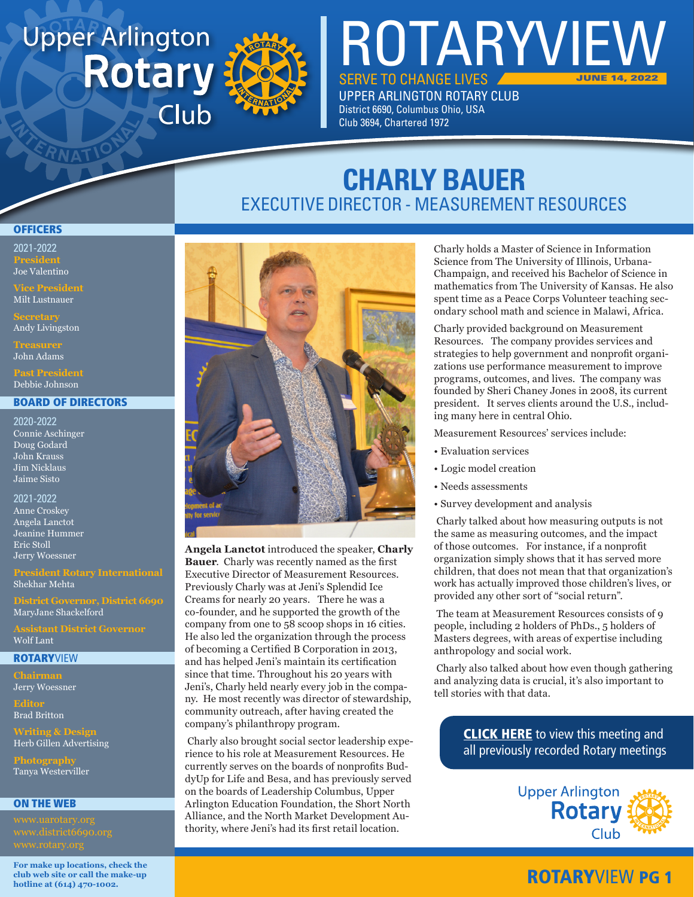# Upper Arlington Rotary Club

# ROTARYVIEW

SERVE TO CHANGE LIVES — JUNE 14, 2022

UPPER ARLINGTON ROTARY CLUB
District 6690, Columbus Ohio, USA
Club 3694, Chartered 1972

## CHARLY BAUER
### EXECUTIVE DIRECTOR - MEASUREMENT RESOURCES

**Angela Lanctot** introduced the speaker, **Charly Bauer**. Charly was recently named as the first Executive Director of Measurement Resources. Previously Charly was at Jeni's Splendid Ice Creams for nearly 20 years. There he was a co-founder, and he supported the growth of the company from one to 58 scoop shops in 16 cities. He also led the organization through the process of becoming a Certified B Corporation in 2013, and has helped Jeni's maintain its certification since that time. Throughout his 20 years with Jeni's, Charly held nearly every job in the company. He most recently was director of stewardship, community outreach, after having created the company's philanthropy program.

Charly also brought social sector leadership experience to his role at Measurement Resources. He currently serves on the boards of nonprofits BuddyUp for Life and Besa, and has previously served on the boards of Leadership Columbus, Upper Arlington Education Foundation, the Short North Alliance, and the North Market Development Authority, where Jeni's had its first retail location.

Charly holds a Master of Science in Information Science from The University of Illinois, Urbana-Champaign, and received his Bachelor of Science in mathematics from The University of Kansas. He also spent time as a Peace Corps Volunteer teaching secondary school math and science in Malawi, Africa.

Charly provided background on Measurement Resources. The company provides services and strategies to help government and nonprofit organizations use performance measurement to improve programs, outcomes, and lives. The company was founded by Sheri Chaney Jones in 2008, its current president. It serves clients around the U.S., including many here in central Ohio.

Measurement Resources' services include:

- Evaluation services
- Logic model creation
- Needs assessments
- Survey development and analysis

Charly talked about how measuring outputs is not the same as measuring outcomes, and the impact of those outcomes. For instance, if a nonprofit organization simply shows that it has served more children, that does not mean that that organization's work has actually improved those children's lives, or provided any other sort of "social return".

The team at Measurement Resources consists of 9 people, including 2 holders of PhDs., 5 holders of Masters degrees, with areas of expertise including anthropology and social work.

Charly also talked about how even though gathering and analyzing data is crucial, it's also important to tell stories with that data.

**CLICK HERE** to view this meeting and all previously recorded Rotary meetings

---

### OFFICERS

2021-2022
**President**
Joe Valentino

**Vice President**
Milt Lustnauer

**Secretary**
Andy Livingston

**Treasurer**
John Adams

**Past President**
Debbie Johnson

### BOARD OF DIRECTORS

2020-2022
Connie Aschinger
Doug Godard
John Krauss
Jim Nicklaus
Jaime Sisto

2021-2022
Anne Croskey
Angela Lanctot
Jeanine Hummer
Eric Stoll
Jerry Woessner

**President Rotary International**
Shekhar Mehta

**District Governor, District 6690**
MaryJane Shackelford

**Assistant District Governor**
Wolf Lant

### ROTARYVIEW

**Chairman**
Jerry Woessner

**Editor**
Brad Britton

**Writing & Design**
Herb Gillen Advertising

**Photography**
Tanya Westerviller

### ON THE WEB

www.uarotary.org
www.district6690.org
www.rotary.org

**For make up locations, check the club web site or call the make-up hotline at (614) 470-1002.**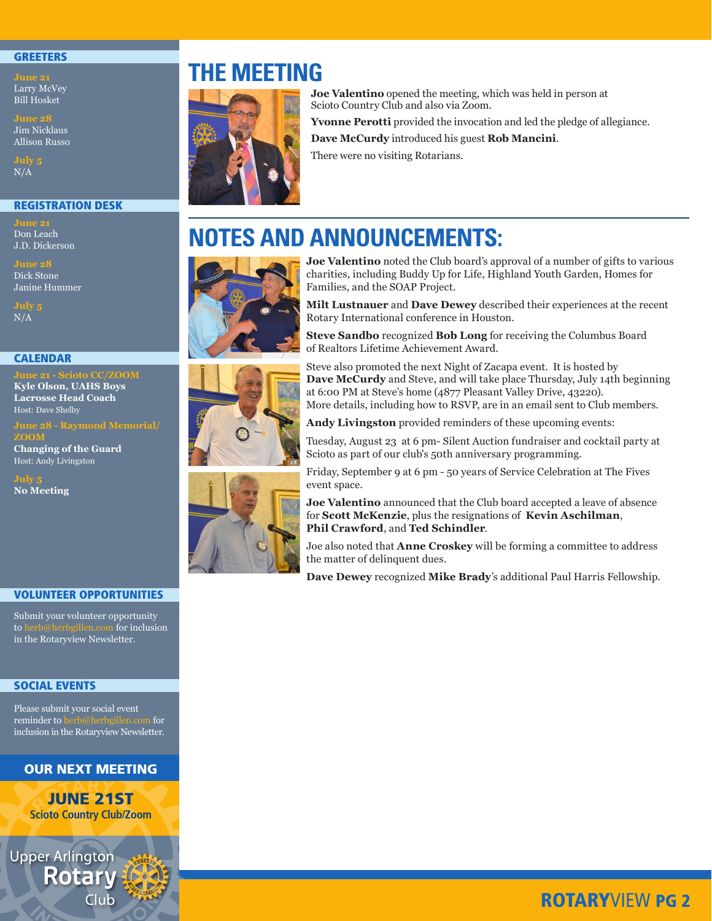## GREETERS

**June 21**
Larry McVey
Bill Hosket

**June 28**
Jim Nicklaus
Allison Russo

**July 5**
N/A

## REGISTRATION DESK

**June 21**
Don Leach
J.D. Dickerson

**June 28**
Dick Stone
Janine Hummer

**July 5**
N/A

## CALENDAR

**June 21 - Scioto CC/ZOOM**
**Kyle Olson, UAHS Boys Lacrosse Head Coach**
Host: Dave Shelby

**June 28 - Raymond Memorial/ZOOM**
**Changing of the Guard**
Host: Andy Livingston

**July 5**
**No Meeting**

## VOLUNTEER OPPORTUNITIES

Submit your volunteer opportunity to herb@herbgillen.com for inclusion in the Rotaryview Newsletter.

## SOCIAL EVENTS

Please submit your social event reminder to herb@herbgillen.com for inclusion in the Rotaryview Newsletter.

## OUR NEXT MEETING

**JUNE 21ST**
**Scioto Country Club/Zoom**

Upper Arlington Rotary Club

# THE MEETING

**Joe Valentino** opened the meeting, which was held in person at Scioto Country Club and also via Zoom.

**Yvonne Perotti** provided the invocation and led the pledge of allegiance.

**Dave McCurdy** introduced his guest **Rob Mancini**.

There were no visiting Rotarians.

# NOTES AND ANNOUNCEMENTS:

**Joe Valentino** noted the Club board's approval of a number of gifts to various charities, including Buddy Up for Life, Highland Youth Garden, Homes for Families, and the SOAP Project.

**Milt Lustnauer** and **Dave Dewey** described their experiences at the recent Rotary International conference in Houston.

**Steve Sandbo** recognized **Bob Long** for receiving the Columbus Board of Realtors Lifetime Achievement Award.

Steve also promoted the next Night of Zacapa event. It is hosted by **Dave McCurdy** and Steve, and will take place Thursday, July 14th beginning at 6:00 PM at Steve's home (4877 Pleasant Valley Drive, 43220). More details, including how to RSVP, are in an email sent to Club members.

**Andy Livingston** provided reminders of these upcoming events:

Tuesday, August 23 at 6 pm- Silent Auction fundraiser and cocktail party at Scioto as part of our club's 50th anniversary programming.

Friday, September 9 at 6 pm - 50 years of Service Celebration at The Fives event space.

**Joe Valentino** announced that the Club board accepted a leave of absence for **Scott McKenzie**, plus the resignations of **Kevin Aschilman**, **Phil Crawford**, and **Ted Schindler**.

Joe also noted that **Anne Croskey** will be forming a committee to address the matter of delinquent dues.

**Dave Dewey** recognized **Mike Brady**'s additional Paul Harris Fellowship.